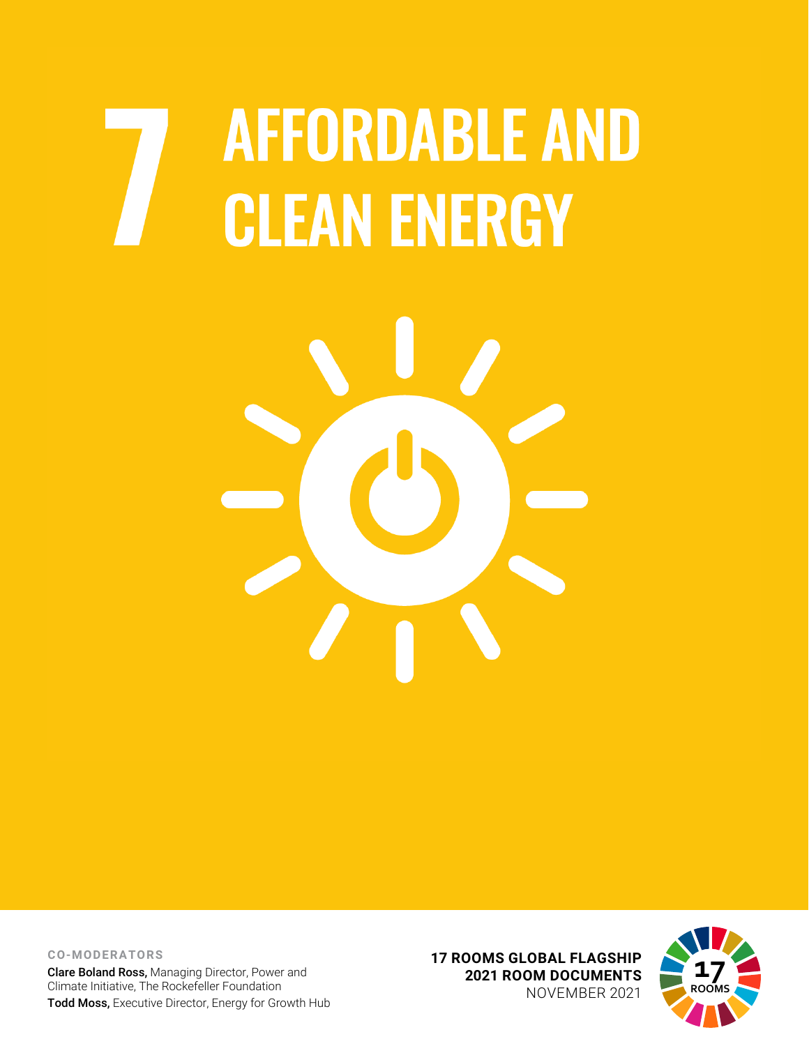# 7 AFFORDABLE AND CLEAN ENERGY

**CO-MODERATORS**

**Clare Boland Ross,** Managing Director, Power and Climate Initiative, The Rockefeller Foundation

**Todd Moss,** Executive Director, Energy for Growth Hub

**17 ROOMS GLOBAL FLAGSHIP**
**2021 ROOM DOCUMENTS**
NOVEMBER 2021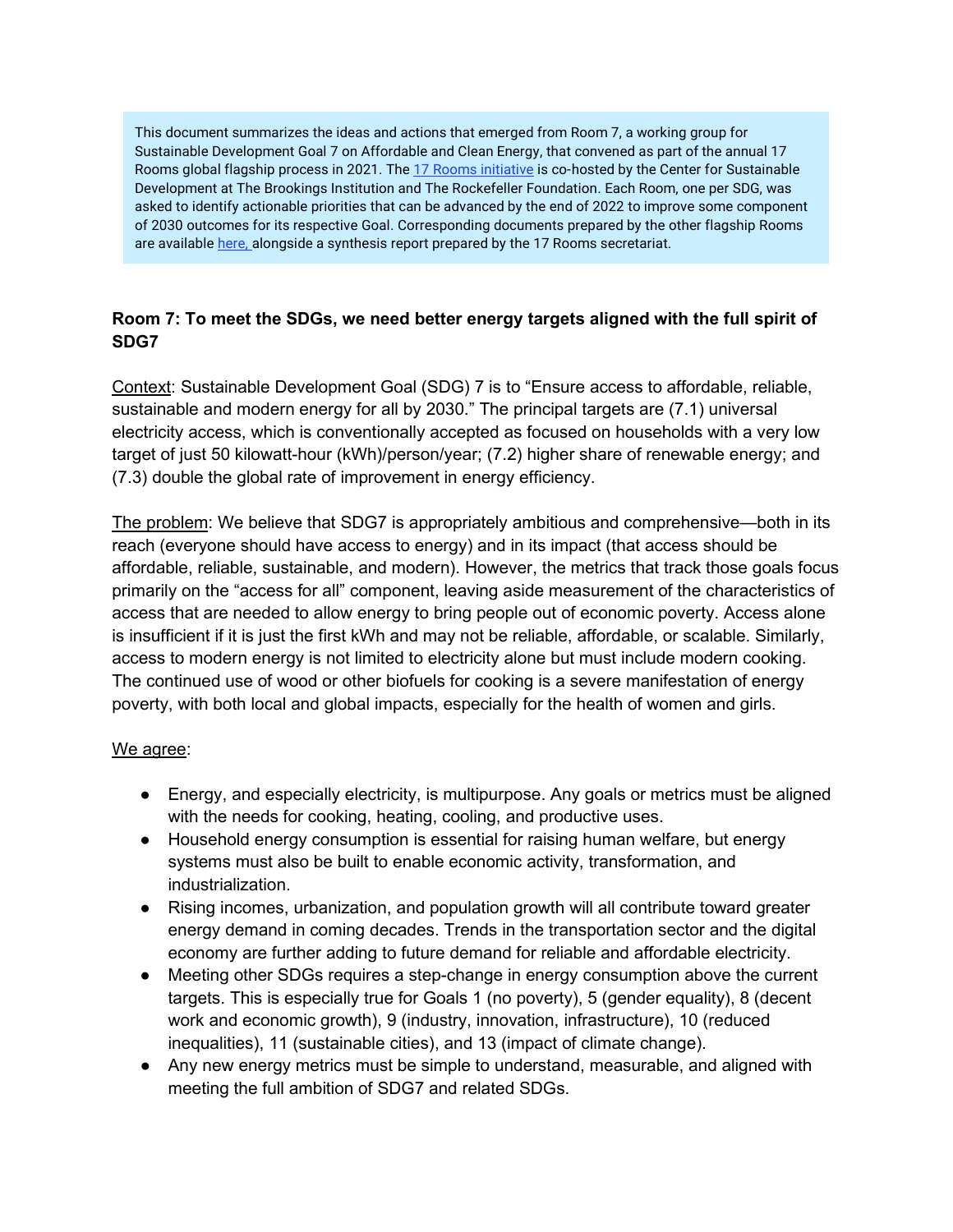This document summarizes the ideas and actions that emerged from Room 7, a working group for Sustainable Development Goal 7 on Affordable and Clean Energy, that convened as part of the annual 17 Rooms global flagship process in 2021. The [17 Rooms initiative](#) is co-hosted by the Center for Sustainable Development at The Brookings Institution and The Rockefeller Foundation. Each Room, one per SDG, was asked to identify actionable priorities that can be advanced by the end of 2022 to improve some component of 2030 outcomes for its respective Goal. Corresponding documents prepared by the other flagship Rooms are available [here,](#) alongside a synthesis report prepared by the 17 Rooms secretariat.

### Room 7: To meet the SDGs, we need better energy targets aligned with the full spirit of SDG7

<u>Context</u>: Sustainable Development Goal (SDG) 7 is to "Ensure access to affordable, reliable, sustainable and modern energy for all by 2030." The principal targets are (7.1) universal electricity access, which is conventionally accepted as focused on households with a very low target of just 50 kilowatt-hour (kWh)/person/year; (7.2) higher share of renewable energy; and (7.3) double the global rate of improvement in energy efficiency.

<u>The problem</u>: We believe that SDG7 is appropriately ambitious and comprehensive—both in its reach (everyone should have access to energy) and in its impact (that access should be affordable, reliable, sustainable, and modern). However, the metrics that track those goals focus primarily on the "access for all" component, leaving aside measurement of the characteristics of access that are needed to allow energy to bring people out of economic poverty. Access alone is insufficient if it is just the first kWh and may not be reliable, affordable, or scalable. Similarly, access to modern energy is not limited to electricity alone but must include modern cooking. The continued use of wood or other biofuels for cooking is a severe manifestation of energy poverty, with both local and global impacts, especially for the health of women and girls.

<u>We agree</u>:

- Energy, and especially electricity, is multipurpose. Any goals or metrics must be aligned with the needs for cooking, heating, cooling, and productive uses.
- Household energy consumption is essential for raising human welfare, but energy systems must also be built to enable economic activity, transformation, and industrialization.
- Rising incomes, urbanization, and population growth will all contribute toward greater energy demand in coming decades. Trends in the transportation sector and the digital economy are further adding to future demand for reliable and affordable electricity.
- Meeting other SDGs requires a step-change in energy consumption above the current targets. This is especially true for Goals 1 (no poverty), 5 (gender equality), 8 (decent work and economic growth), 9 (industry, innovation, infrastructure), 10 (reduced inequalities), 11 (sustainable cities), and 13 (impact of climate change).
- Any new energy metrics must be simple to understand, measurable, and aligned with meeting the full ambition of SDG7 and related SDGs.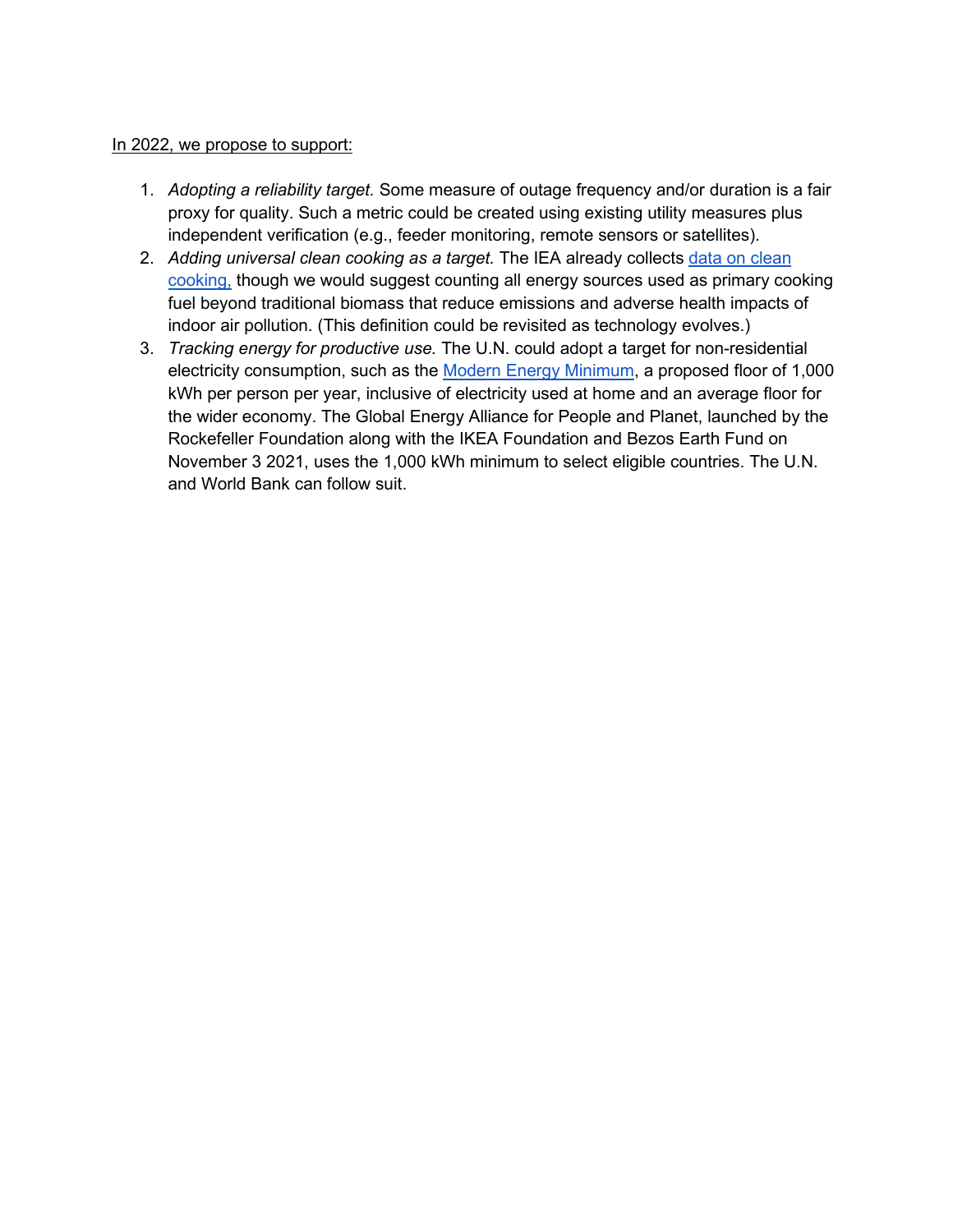In 2022, we propose to support:

1. *Adopting a reliability target.* Some measure of outage frequency and/or duration is a fair proxy for quality. Such a metric could be created using existing utility measures plus independent verification (e.g., feeder monitoring, remote sensors or satellites).
2. *Adding universal clean cooking as a target.* The IEA already collects data on clean cooking, though we would suggest counting all energy sources used as primary cooking fuel beyond traditional biomass that reduce emissions and adverse health impacts of indoor air pollution. (This definition could be revisited as technology evolves.)
3. *Tracking energy for productive use.* The U.N. could adopt a target for non-residential electricity consumption, such as the Modern Energy Minimum, a proposed floor of 1,000 kWh per person per year, inclusive of electricity used at home and an average floor for the wider economy. The Global Energy Alliance for People and Planet, launched by the Rockefeller Foundation along with the IKEA Foundation and Bezos Earth Fund on November 3 2021, uses the 1,000 kWh minimum to select eligible countries. The U.N. and World Bank can follow suit.